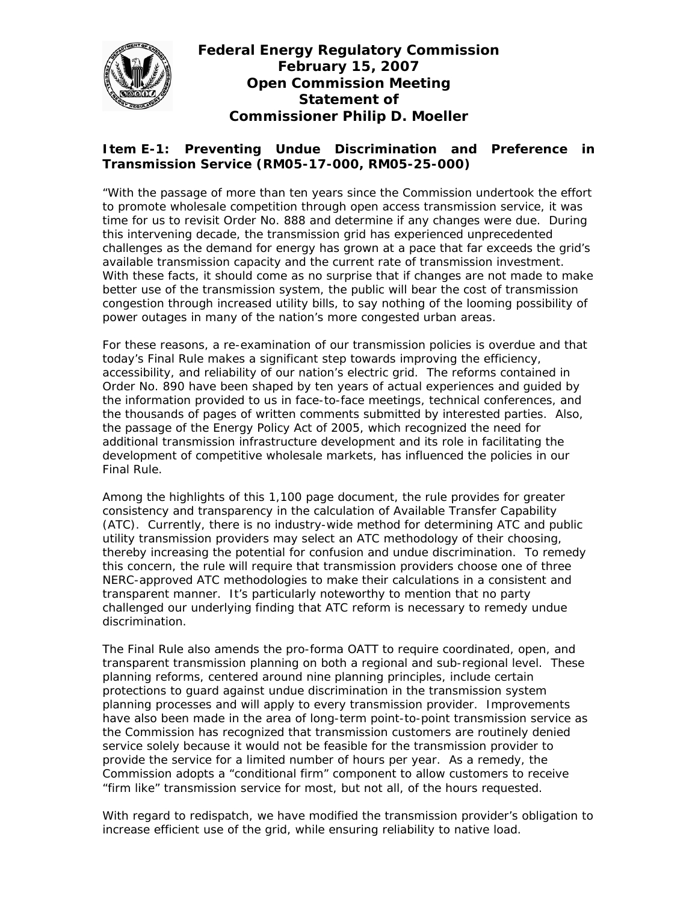# Federal Energy Regulatory Commission
# February 15, 2007
# Open Commission Meeting
# Statement of
# Commissioner Philip D. Moeller

## Item E-1: Preventing Undue Discrimination and Preference in Transmission Service (RM05-17-000, RM05-25-000)

"With the passage of more than ten years since the Commission undertook the effort to promote wholesale competition through open access transmission service, it was time for us to revisit Order No. 888 and determine if any changes were due. During this intervening decade, the transmission grid has experienced unprecedented challenges as the demand for energy has grown at a pace that far exceeds the grid's available transmission capacity and the current rate of transmission investment. With these facts, it should come as no surprise that if changes are not made to make better use of the transmission system, the public will bear the cost of transmission congestion through increased utility bills, to say nothing of the looming possibility of power outages in many of the nation's more congested urban areas.

For these reasons, a re-examination of our transmission policies is overdue and that today's Final Rule makes a significant step towards improving the efficiency, accessibility, and reliability of our nation's electric grid. The reforms contained in Order No. 890 have been shaped by ten years of actual experiences and guided by the information provided to us in face-to-face meetings, technical conferences, and the thousands of pages of written comments submitted by interested parties. Also, the passage of the Energy Policy Act of 2005, which recognized the need for additional transmission infrastructure development and its role in facilitating the development of competitive wholesale markets, has influenced the policies in our Final Rule.

Among the highlights of this 1,100 page document, the rule provides for greater consistency and transparency in the calculation of Available Transfer Capability (ATC). Currently, there is no industry-wide method for determining ATC and public utility transmission providers may select an ATC methodology of their choosing, thereby increasing the potential for confusion and undue discrimination. To remedy this concern, the rule will require that transmission providers choose one of three NERC-approved ATC methodologies to make their calculations in a consistent and transparent manner. It's particularly noteworthy to mention that no party challenged our underlying finding that ATC reform is necessary to remedy undue discrimination.

The Final Rule also amends the pro-forma OATT to require coordinated, open, and transparent transmission planning on both a regional and sub-regional level. These planning reforms, centered around nine planning principles, include certain protections to guard against undue discrimination in the transmission system planning processes and will apply to every transmission provider. Improvements have also been made in the area of long-term point-to-point transmission service as the Commission has recognized that transmission customers are routinely denied service solely because it would not be feasible for the transmission provider to provide the service for a limited number of hours per year. As a remedy, the Commission adopts a "conditional firm" component to allow customers to receive "firm like" transmission service for most, but not all, of the hours requested.

With regard to redispatch, we have modified the transmission provider's obligation to increase efficient use of the grid, while ensuring reliability to native load.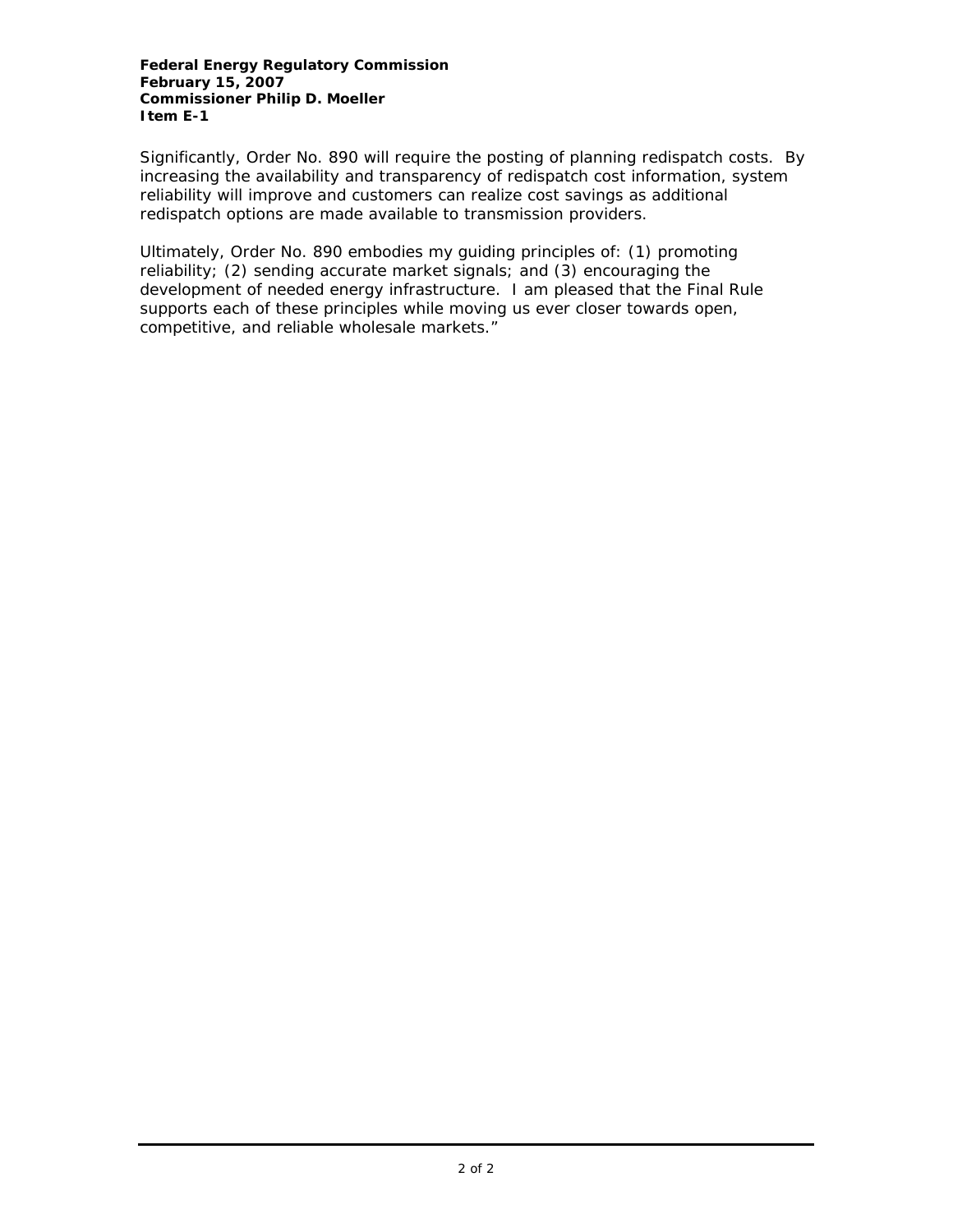Significantly, Order No. 890 will require the posting of planning redispatch costs. By increasing the availability and transparency of redispatch cost information, system reliability will improve and customers can realize cost savings as additional redispatch options are made available to transmission providers.

Ultimately, Order No. 890 embodies my guiding principles of: (1) promoting reliability; (2) sending accurate market signals; and (3) encouraging the development of needed energy infrastructure. I am pleased that the Final Rule supports each of these principles while moving us ever closer towards open, competitive, and reliable wholesale markets."